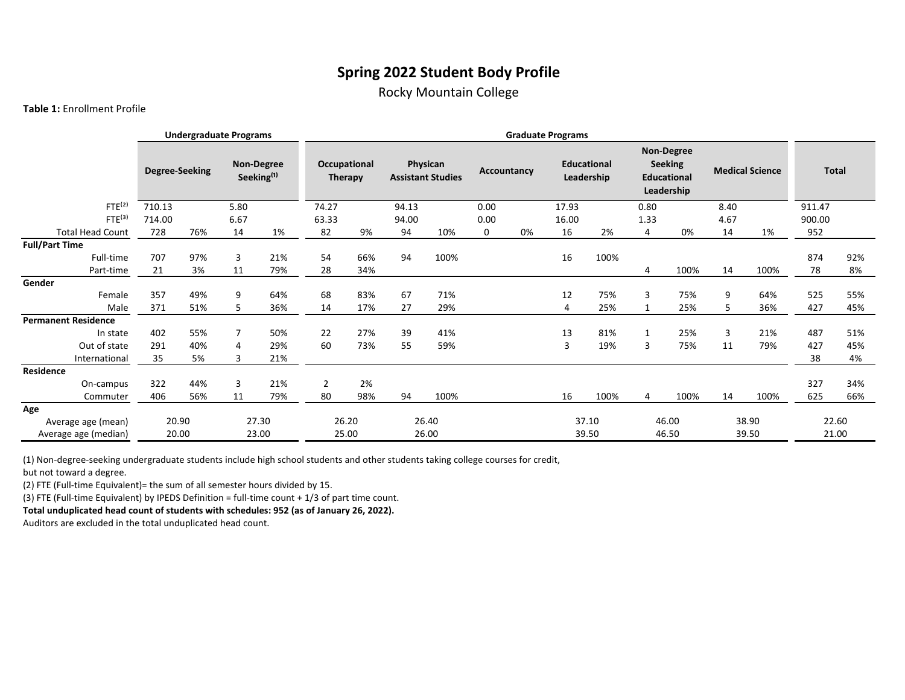# Spring 2022 Student Body Profile

Rocky Mountain College

**Table 1:** Enrollment Profile

| | Undergraduate Programs | | | | Graduate Programs | | | | | | | | | | | | | |
|---|---|---|---|---|---|---|---|---|---|---|---|---|---|---|---|---|---|---|
| | Degree-Seeking | | Non-Degree Seeking[1] | | Occupational Therapy | | Physican Assistant Studies | | Accountancy | | Educational Leadership | | Non-Degree Seeking Educational Leadership | | Medical Science | | Total | |
| FTE[2] | 710.13 | | 5.80 | | 74.27 | | 94.13 | | 0.00 | | 17.93 | | 0.80 | | 8.40 | | 911.47 | |
| FTE[3] | 714.00 | | 6.67 | | 63.33 | | 94.00 | | 0.00 | | 16.00 | | 1.33 | | 4.67 | | 900.00 | |
| Total Head Count | 728 | 76% | 14 | 1% | 82 | 9% | 94 | 10% | 0 | 0% | 16 | 2% | 4 | 0% | 14 | 1% | 952 | |
| **Full/Part Time** | | | | | | | | | | | | | | | | | | |
| Full-time | 707 | 97% | 3 | 21% | 54 | 66% | 94 | 100% | | | 16 | 100% | | | | | 874 | 92% |
| Part-time | 21 | 3% | 11 | 79% | 28 | 34% | | | | | | | 4 | 100% | 14 | 100% | 78 | 8% |
| **Gender** | | | | | | | | | | | | | | | | | | |
| Female | 357 | 49% | 9 | 64% | 68 | 83% | 67 | 71% | | | 12 | 75% | 3 | 75% | 9 | 64% | 525 | 55% |
| Male | 371 | 51% | 5 | 36% | 14 | 17% | 27 | 29% | | | 4 | 25% | 1 | 25% | 5 | 36% | 427 | 45% |
| **Permanent Residence** | | | | | | | | | | | | | | | | | | |
| In state | 402 | 55% | 7 | 50% | 22 | 27% | 39 | 41% | | | 13 | 81% | 1 | 25% | 3 | 21% | 487 | 51% |
| Out of state | 291 | 40% | 4 | 29% | 60 | 73% | 55 | 59% | | | 3 | 19% | 3 | 75% | 11 | 79% | 427 | 45% |
| International | 35 | 5% | 3 | 21% | | | | | | | | | | | | | 38 | 4% |
| **Residence** | | | | | | | | | | | | | | | | | | |
| On-campus | 322 | 44% | 3 | 21% | 2 | 2% | | | | | | | | | | | 327 | 34% |
| Commuter | 406 | 56% | 11 | 79% | 80 | 98% | 94 | 100% | | | 16 | 100% | 4 | 100% | 14 | 100% | 625 | 66% |
| **Age** | | | | | | | | | | | | | | | | | | |
| Average age (mean) | 20.90 | | 27.30 | | 26.20 | | 26.40 | | | | 37.10 | | 46.00 | | 38.90 | | 22.60 | |
| Average age (median) | 20.00 | | 23.00 | | 25.00 | | 26.00 | | | | 39.50 | | 46.50 | | 39.50 | | 21.00 | |

(1) Non-degree-seeking undergraduate students include high school students and other students taking college courses for credit, but not toward a degree.

(2) FTE (Full-time Equivalent)= the sum of all semester hours divided by 15.

(3) FTE (Full-time Equivalent) by IPEDS Definition = full-time count + 1/3 of part time count.

**Total unduplicated head count of students with schedules: 952 (as of January 26, 2022).**

Auditors are excluded in the total unduplicated head count.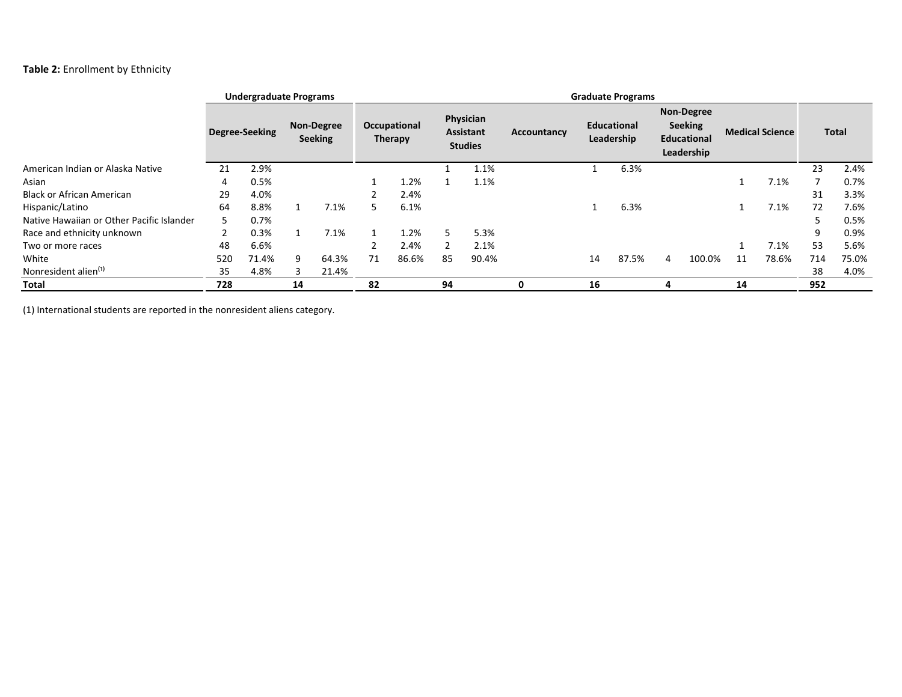**Table 2:** Enrollment by Ethnicity

| | Undergraduate Programs | | | | Graduate Programs | | | | | | | | | | | | | | | |
|---|---|---|---|---|---|---|---|---|---|---|---|---|---|---|---|---|---|---|---|---|
| | Degree-Seeking | | Non-Degree Seeking | | Occupational Therapy | | Physician Assistant Studies | | Accountancy | | Educational Leadership | | Non-Degree Seeking Educational Leadership | | Medical Science | | Total | |
| American Indian or Alaska Native | 21 | 2.9% | | | | | 1 | 1.1% | | | 1 | 6.3% | | | | | 23 | 2.4% |
| Asian | 4 | 0.5% | | | 1 | 1.2% | 1 | 1.1% | | | | | | | 1 | 7.1% | 7 | 0.7% |
| Black or African American | 29 | 4.0% | | | 2 | 2.4% | | | | | | | | | | | 31 | 3.3% |
| Hispanic/Latino | 64 | 8.8% | 1 | 7.1% | 5 | 6.1% | | | | | 1 | 6.3% | | | 1 | 7.1% | 72 | 7.6% |
| Native Hawaiian or Other Pacific Islander | 5 | 0.7% | | | | | | | | | | | | | | | 5 | 0.5% |
| Race and ethnicity unknown | 2 | 0.3% | 1 | 7.1% | 1 | 1.2% | 5 | 5.3% | | | | | | | | | 9 | 0.9% |
| Two or more races | 48 | 6.6% | | | 2 | 2.4% | 2 | 2.1% | | | | | | | 1 | 7.1% | 53 | 5.6% |
| White | 520 | 71.4% | 9 | 64.3% | 71 | 86.6% | 85 | 90.4% | | | 14 | 87.5% | 4 | 100.0% | 11 | 78.6% | 714 | 75.0% |
| Nonresident alien[1] | 35 | 4.8% | 3 | 21.4% | | | | | | | | | | | | | 38 | 4.0% |
| **Total** | **728** | | **14** | | **82** | | **94** | | **0** | | **16** | | **4** | | **14** | | **952** | |

(1) International students are reported in the nonresident aliens category.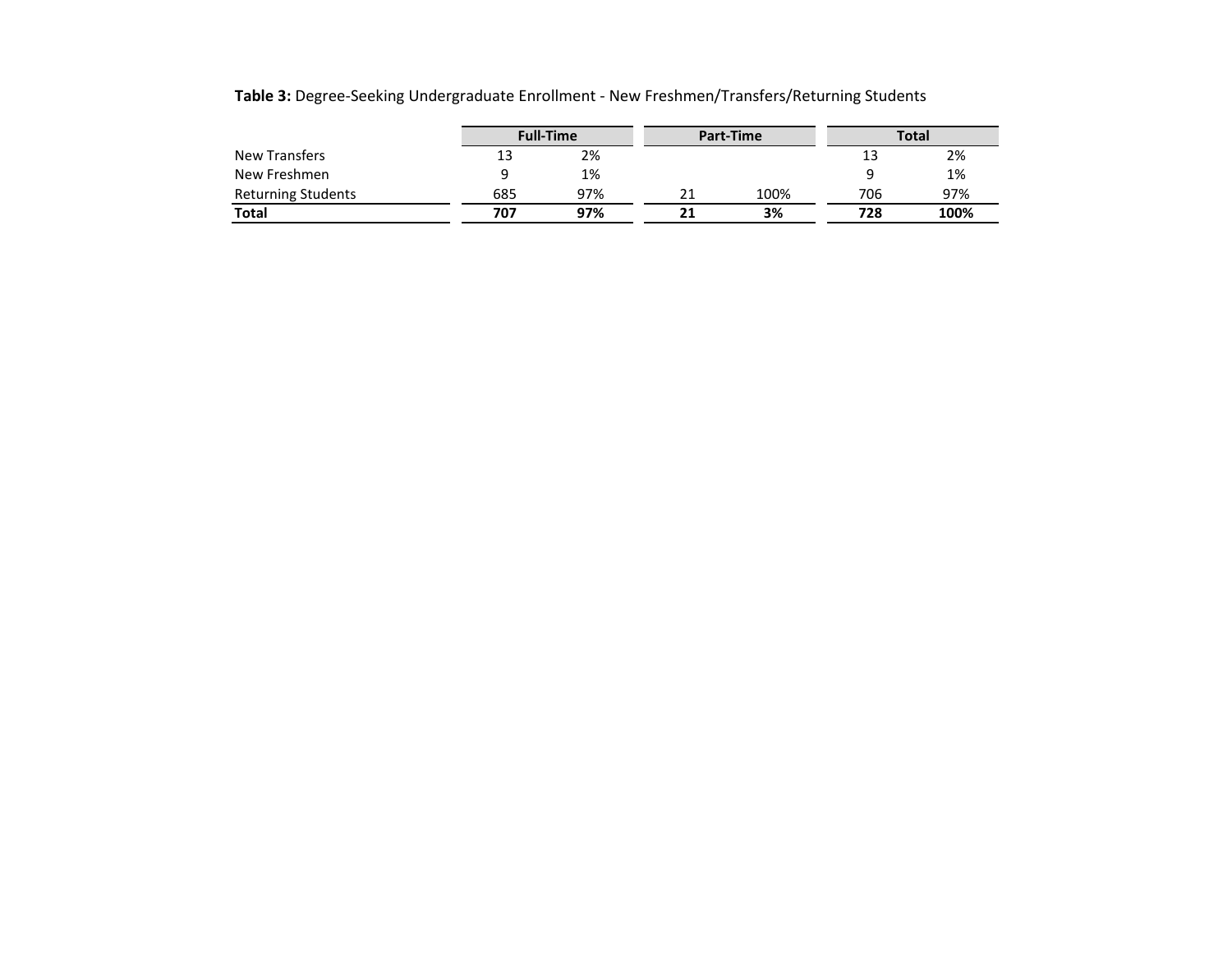**Table 3:** Degree-Seeking Undergraduate Enrollment - New Freshmen/Transfers/Returning Students

| | Full-Time | | Part-Time | | Total | |
|---|---|---|---|---|---|---|
| New Transfers | 13 | 2% | | | 13 | 2% |
| New Freshmen | 9 | 1% | | | 9 | 1% |
| Returning Students | 685 | 97% | 21 | 100% | 706 | 97% |
| **Total** | **707** | **97%** | **21** | **3%** | **728** | **100%** |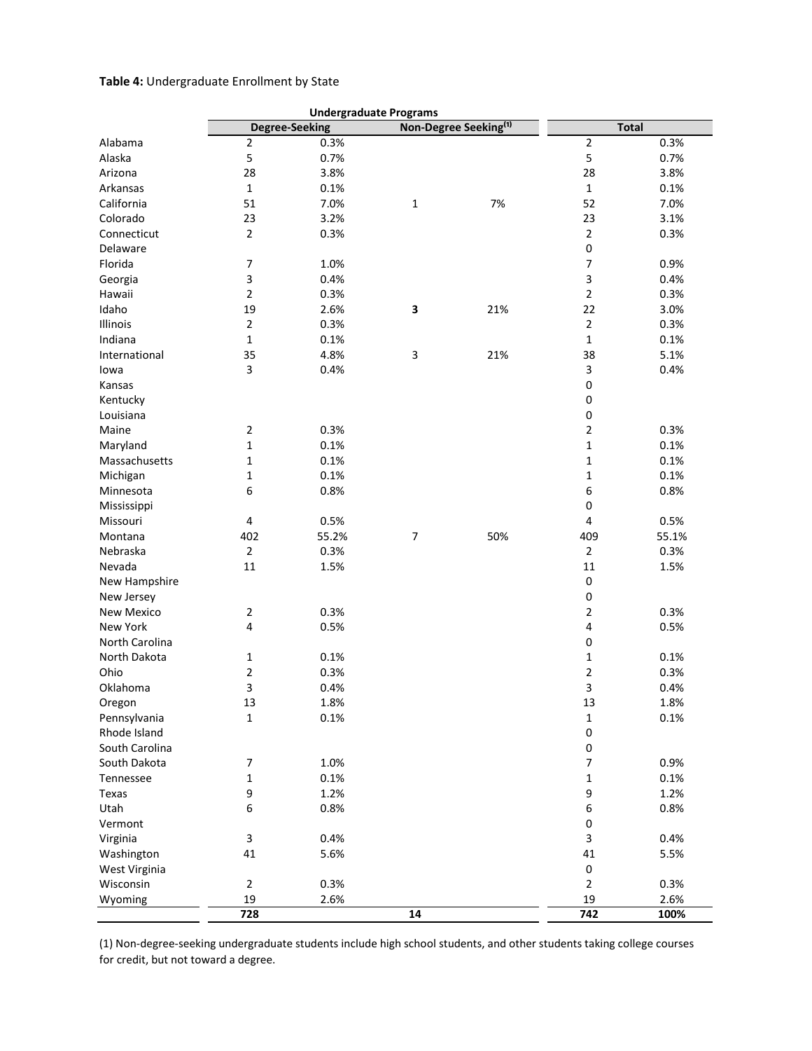**Table 4:** Undergraduate Enrollment by State

| | Undergraduate Programs | | | | | |
|---|---|---|---|---|---|---|
| | Degree-Seeking | | Non-Degree Seeking[1] | | Total | |
| Alabama | 2 | 0.3% | | | 2 | 0.3% |
| Alaska | 5 | 0.7% | | | 5 | 0.7% |
| Arizona | 28 | 3.8% | | | 28 | 3.8% |
| Arkansas | 1 | 0.1% | | | 1 | 0.1% |
| California | 51 | 7.0% | 1 | 7% | 52 | 7.0% |
| Colorado | 23 | 3.2% | | | 23 | 3.1% |
| Connecticut | 2 | 0.3% | | | 2 | 0.3% |
| Delaware | | | | | 0 | |
| Florida | 7 | 1.0% | | | 7 | 0.9% |
| Georgia | 3 | 0.4% | | | 3 | 0.4% |
| Hawaii | 2 | 0.3% | | | 2 | 0.3% |
| Idaho | 19 | 2.6% | **3** | 21% | 22 | 3.0% |
| Illinois | 2 | 0.3% | | | 2 | 0.3% |
| Indiana | 1 | 0.1% | | | 1 | 0.1% |
| International | 35 | 4.8% | 3 | 21% | 38 | 5.1% |
| Iowa | 3 | 0.4% | | | 3 | 0.4% |
| Kansas | | | | | 0 | |
| Kentucky | | | | | 0 | |
| Louisiana | | | | | 0 | |
| Maine | 2 | 0.3% | | | 2 | 0.3% |
| Maryland | 1 | 0.1% | | | 1 | 0.1% |
| Massachusetts | 1 | 0.1% | | | 1 | 0.1% |
| Michigan | 1 | 0.1% | | | 1 | 0.1% |
| Minnesota | 6 | 0.8% | | | 6 | 0.8% |
| Mississippi | | | | | 0 | |
| Missouri | 4 | 0.5% | | | 4 | 0.5% |
| Montana | 402 | 55.2% | 7 | 50% | 409 | 55.1% |
| Nebraska | 2 | 0.3% | | | 2 | 0.3% |
| Nevada | 11 | 1.5% | | | 11 | 1.5% |
| New Hampshire | | | | | 0 | |
| New Jersey | | | | | 0 | |
| New Mexico | 2 | 0.3% | | | 2 | 0.3% |
| New York | 4 | 0.5% | | | 4 | 0.5% |
| North Carolina | | | | | 0 | |
| North Dakota | 1 | 0.1% | | | 1 | 0.1% |
| Ohio | 2 | 0.3% | | | 2 | 0.3% |
| Oklahoma | 3 | 0.4% | | | 3 | 0.4% |
| Oregon | 13 | 1.8% | | | 13 | 1.8% |
| Pennsylvania | 1 | 0.1% | | | 1 | 0.1% |
| Rhode Island | | | | | 0 | |
| South Carolina | | | | | 0 | |
| South Dakota | 7 | 1.0% | | | 7 | 0.9% |
| Tennessee | 1 | 0.1% | | | 1 | 0.1% |
| Texas | 9 | 1.2% | | | 9 | 1.2% |
| Utah | 6 | 0.8% | | | 6 | 0.8% |
| Vermont | | | | | 0 | |
| Virginia | 3 | 0.4% | | | 3 | 0.4% |
| Washington | 41 | 5.6% | | | 41 | 5.5% |
| West Virginia | | | | | 0 | |
| Wisconsin | 2 | 0.3% | | | 2 | 0.3% |
| Wyoming | 19 | 2.6% | | | 19 | 2.6% |
| | **728** | | **14** | | **742** | **100%** |

(1) Non-degree-seeking undergraduate students include high school students, and other students taking college courses for credit, but not toward a degree.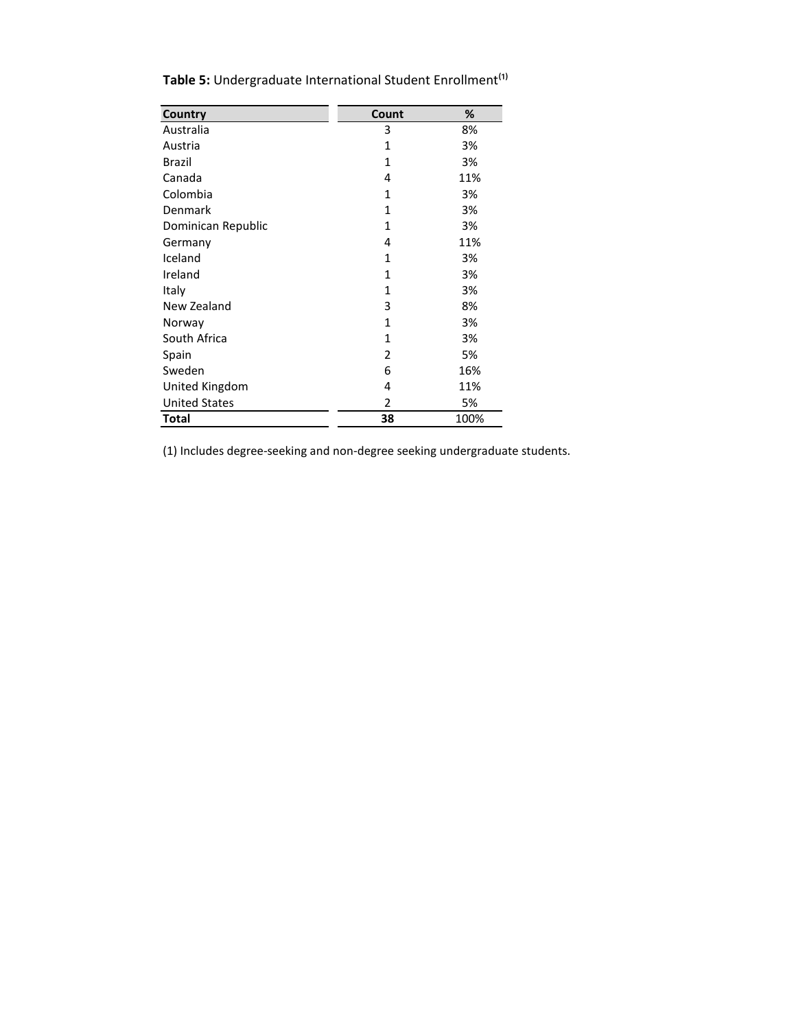**Table 5:** Undergraduate International Student Enrollment[1]

| Country | Count | % |
|---|---|---|
| Australia | 3 | 8% |
| Austria | 1 | 3% |
| Brazil | 1 | 3% |
| Canada | 4 | 11% |
| Colombia | 1 | 3% |
| Denmark | 1 | 3% |
| Dominican Republic | 1 | 3% |
| Germany | 4 | 11% |
| Iceland | 1 | 3% |
| Ireland | 1 | 3% |
| Italy | 1 | 3% |
| New Zealand | 3 | 8% |
| Norway | 1 | 3% |
| South Africa | 1 | 3% |
| Spain | 2 | 5% |
| Sweden | 6 | 16% |
| United Kingdom | 4 | 11% |
| United States | 2 | 5% |
| **Total** | **38** | 100% |

(1) Includes degree-seeking and non-degree seeking undergraduate students.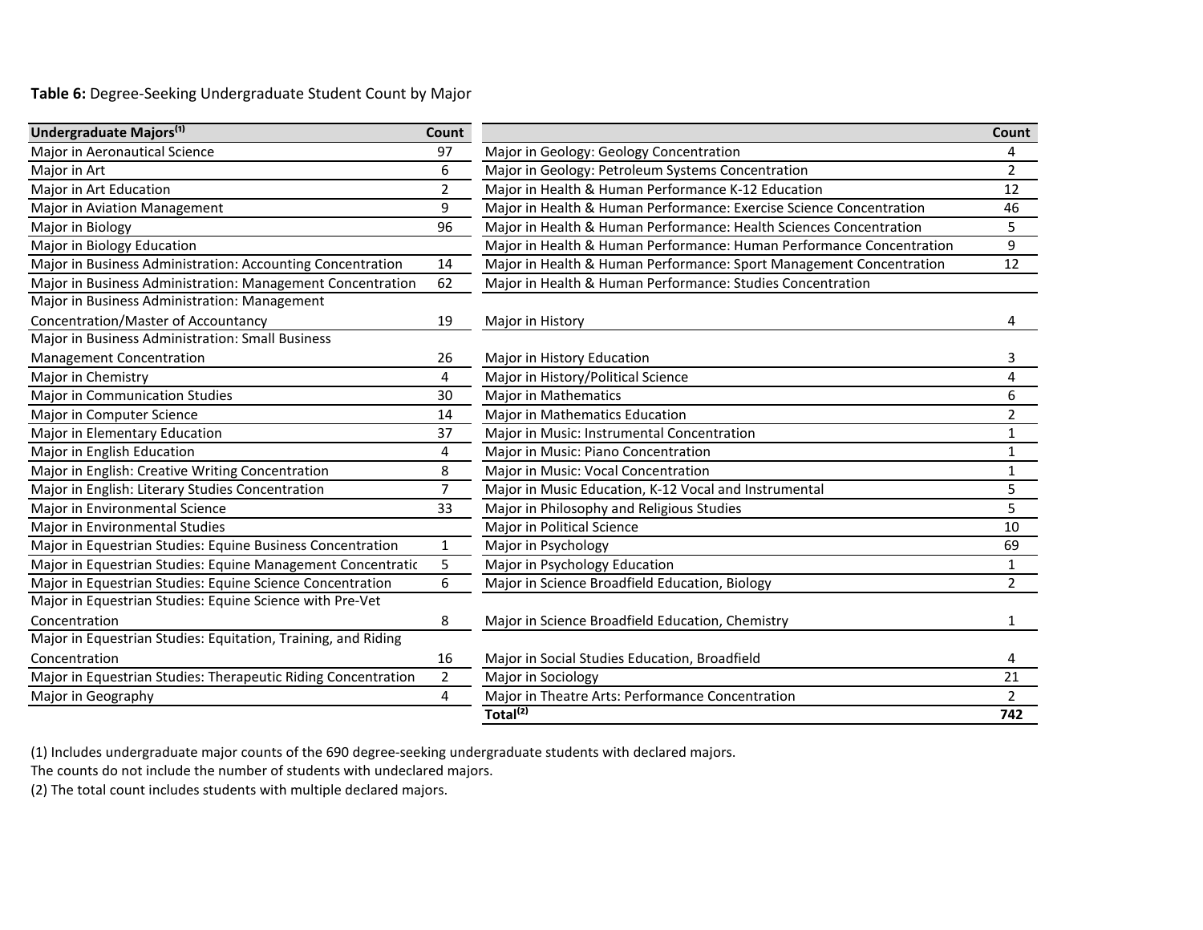**Table 6:** Degree-Seeking Undergraduate Student Count by Major

| Undergraduate Majors[(1)] | Count | | Count |
|---|---|---|---|
| Major in Aeronautical Science | 97 | Major in Geology: Geology Concentration | 4 |
| Major in Art | 6 | Major in Geology: Petroleum Systems Concentration | 2 |
| Major in Art Education | 2 | Major in Health & Human Performance K-12 Education | 12 |
| Major in Aviation Management | 9 | Major in Health & Human Performance: Exercise Science Concentration | 46 |
| Major in Biology | 96 | Major in Health & Human Performance: Health Sciences Concentration | 5 |
| Major in Biology Education | | Major in Health & Human Performance: Human Performance Concentration | 9 |
| Major in Business Administration: Accounting Concentration | 14 | Major in Health & Human Performance: Sport Management Concentration | 12 |
| Major in Business Administration: Management Concentration | 62 | Major in Health & Human Performance: Studies Concentration | |
| Major in Business Administration: Management Concentration/Master of Accountancy | 19 | Major in History | 4 |
| Major in Business Administration: Small Business Management Concentration | 26 | Major in History Education | 3 |
| Major in Chemistry | 4 | Major in History/Political Science | 4 |
| Major in Communication Studies | 30 | Major in Mathematics | 6 |
| Major in Computer Science | 14 | Major in Mathematics Education | 2 |
| Major in Elementary Education | 37 | Major in Music: Instrumental Concentration | 1 |
| Major in English Education | 4 | Major in Music: Piano Concentration | 1 |
| Major in English: Creative Writing Concentration | 8 | Major in Music: Vocal Concentration | 1 |
| Major in English: Literary Studies Concentration | 7 | Major in Music Education, K-12 Vocal and Instrumental | 5 |
| Major in Environmental Science | 33 | Major in Philosophy and Religious Studies | 5 |
| Major in Environmental Studies | | Major in Political Science | 10 |
| Major in Equestrian Studies: Equine Business Concentration | 1 | Major in Psychology | 69 |
| Major in Equestrian Studies: Equine Management Concentratic | 5 | Major in Psychology Education | 1 |
| Major in Equestrian Studies: Equine Science Concentration | 6 | Major in Science Broadfield Education, Biology | 2 |
| Major in Equestrian Studies: Equine Science with Pre-Vet Concentration | 8 | Major in Science Broadfield Education, Chemistry | 1 |
| Major in Equestrian Studies: Equitation, Training, and Riding Concentration | 16 | Major in Social Studies Education, Broadfield | 4 |
| Major in Equestrian Studies: Therapeutic Riding Concentration | 2 | Major in Sociology | 21 |
| Major in Geography | 4 | Major in Theatre Arts: Performance Concentration | 2 |
| | | **Total[(2)]** | **742** |

(1) Includes undergraduate major counts of the 690 degree-seeking undergraduate students with declared majors.
The counts do not include the number of students with undeclared majors.
(2) The total count includes students with multiple declared majors.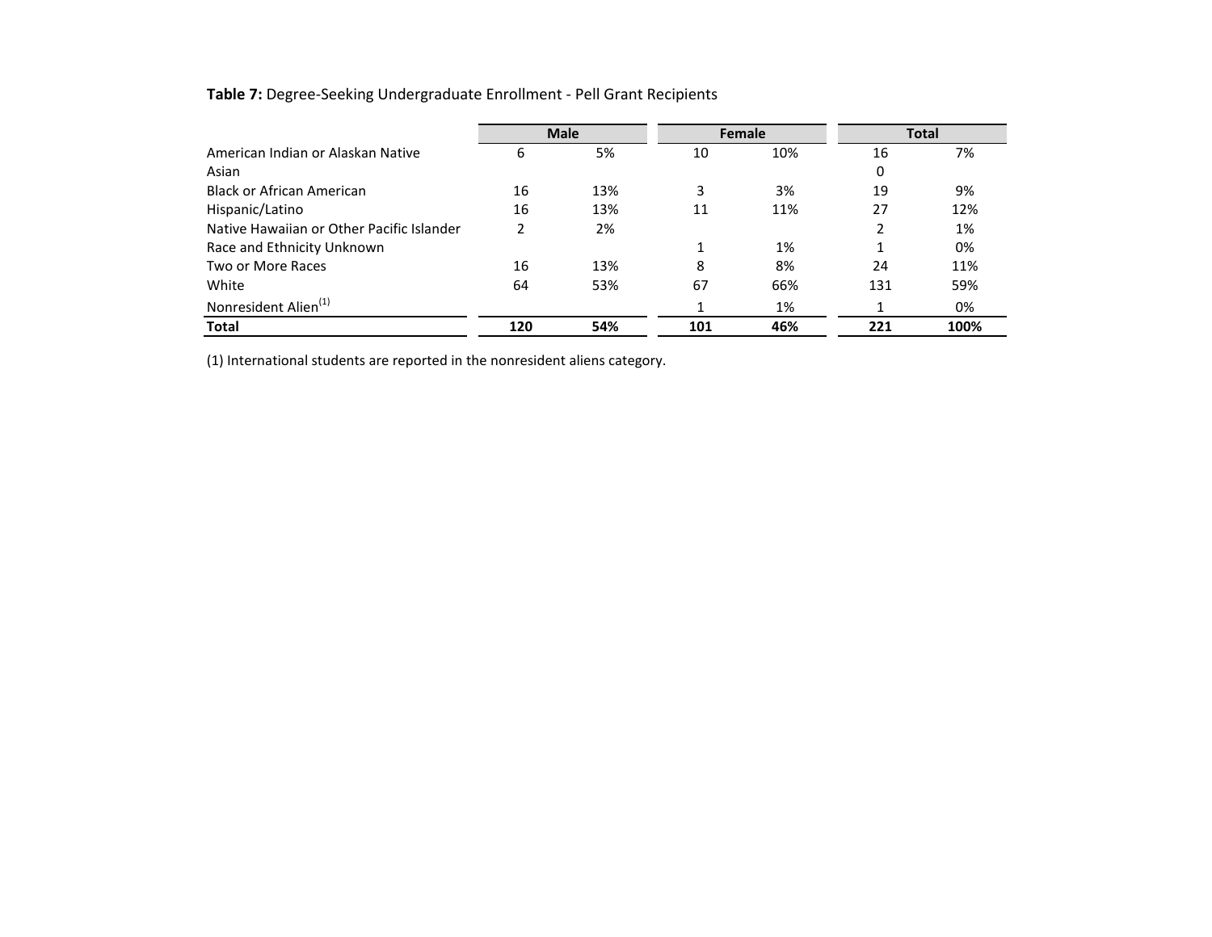**Table 7:** Degree-Seeking Undergraduate Enrollment - Pell Grant Recipients

| | Male | | Female | | Total | |
|---|---|---|---|---|---|---|
| American Indian or Alaskan Native | 6 | 5% | 10 | 10% | 16 | 7% |
| Asian | | | | | 0 | |
| Black or African American | 16 | 13% | 3 | 3% | 19 | 9% |
| Hispanic/Latino | 16 | 13% | 11 | 11% | 27 | 12% |
| Native Hawaiian or Other Pacific Islander | 2 | 2% | | | 2 | 1% |
| Race and Ethnicity Unknown | | | 1 | 1% | 1 | 0% |
| Two or More Races | 16 | 13% | 8 | 8% | 24 | 11% |
| White | 64 | 53% | 67 | 66% | 131 | 59% |
| Nonresident Alien[(1)] | | | 1 | 1% | 1 | 0% |
| **Total** | **120** | **54%** | **101** | **46%** | **221** | **100%** |

(1) International students are reported in the nonresident aliens category.